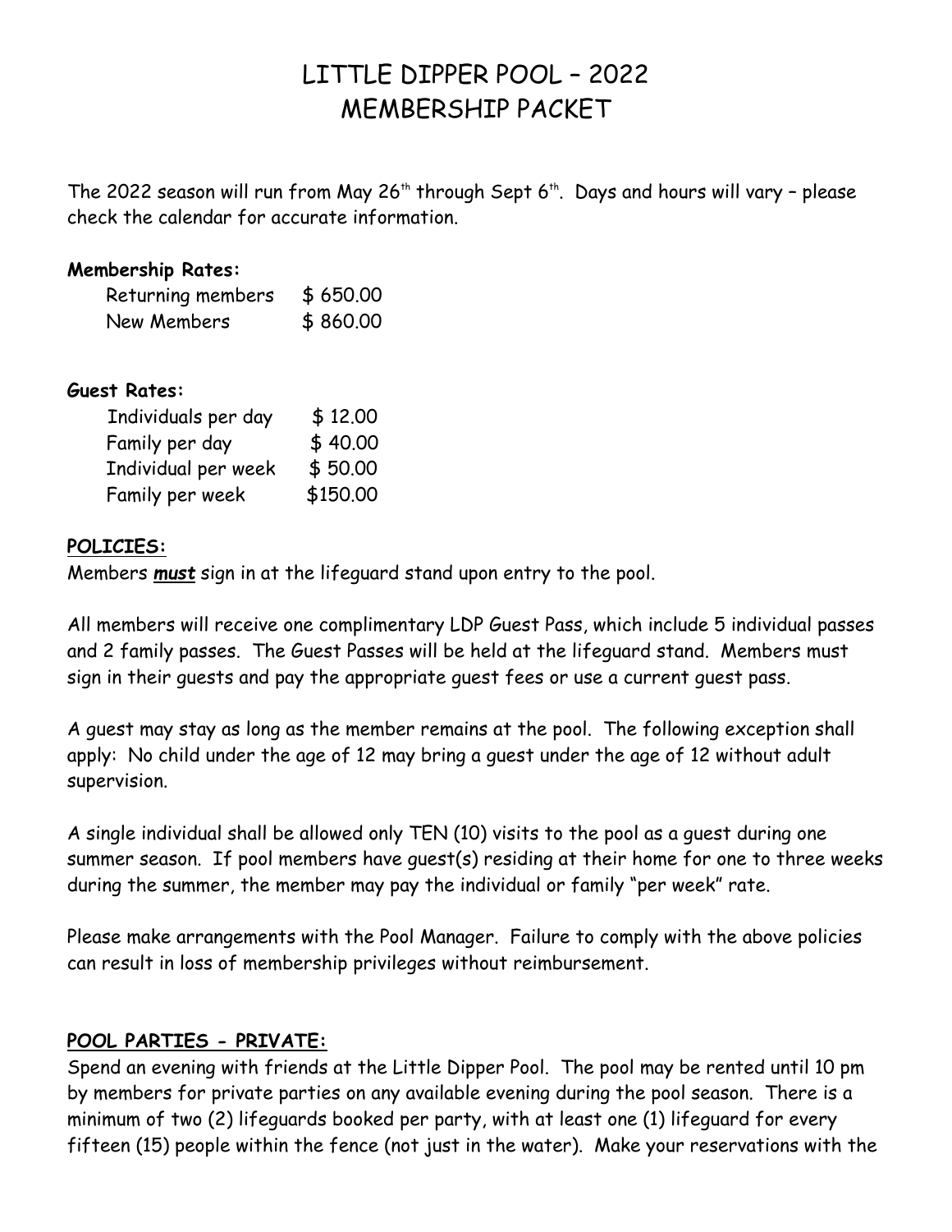# LITTLE DIPPER POOL – 2022
# MEMBERSHIP PACKET

The 2022 season will run from May 26th through Sept 6th. Days and hours will vary – please check the calendar for accurate information.

**Membership Rates:**

| | |
|---|---|
| Returning members | $ 650.00 |
| New Members | $ 860.00 |

**Guest Rates:**

| | |
|---|---|
| Individuals per day | $ 12.00 |
| Family per day | $ 40.00 |
| Individual per week | $ 50.00 |
| Family per week | $150.00 |

**POLICIES:**

Members ***must*** sign in at the lifeguard stand upon entry to the pool.

All members will receive one complimentary LDP Guest Pass, which include 5 individual passes and 2 family passes. The Guest Passes will be held at the lifeguard stand. Members must sign in their guests and pay the appropriate guest fees or use a current guest pass.

A guest may stay as long as the member remains at the pool. The following exception shall apply: No child under the age of 12 may bring a guest under the age of 12 without adult supervision.

A single individual shall be allowed only TEN (10) visits to the pool as a guest during one summer season. If pool members have guest(s) residing at their home for one to three weeks during the summer, the member may pay the individual or family "per week" rate.

Please make arrangements with the Pool Manager. Failure to comply with the above policies can result in loss of membership privileges without reimbursement.

**POOL PARTIES - PRIVATE:**

Spend an evening with friends at the Little Dipper Pool. The pool may be rented until 10 pm by members for private parties on any available evening during the pool season. There is a minimum of two (2) lifeguards booked per party, with at least one (1) lifeguard for every fifteen (15) people within the fence (not just in the water). Make your reservations with the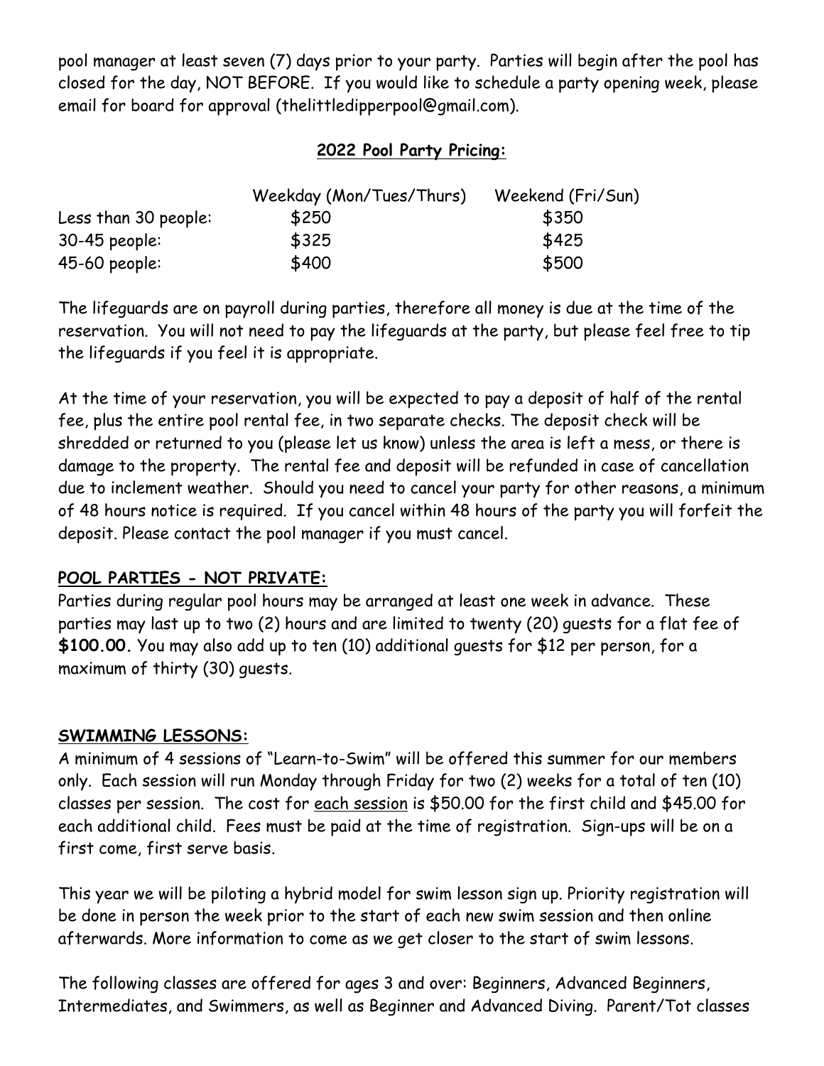pool manager at least seven (7) days prior to your party. Parties will begin after the pool has closed for the day, NOT BEFORE. If you would like to schedule a party opening week, please email for board for approval (thelittledipperpool@gmail.com).

**2022 Pool Party Pricing:**

| | Weekday (Mon/Tues/Thurs) | Weekend (Fri/Sun) |
|---|---|---|
| Less than 30 people: | $250 | $350 |
| 30-45 people: | $325 | $425 |
| 45-60 people: | $400 | $500 |

The lifeguards are on payroll during parties, therefore all money is due at the time of the reservation. You will not need to pay the lifeguards at the party, but please feel free to tip the lifeguards if you feel it is appropriate.

At the time of your reservation, you will be expected to pay a deposit of half of the rental fee, plus the entire pool rental fee, in two separate checks. The deposit check will be shredded or returned to you (please let us know) unless the area is left a mess, or there is damage to the property. The rental fee and deposit will be refunded in case of cancellation due to inclement weather. Should you need to cancel your party for other reasons, a minimum of 48 hours notice is required. If you cancel within 48 hours of the party you will forfeit the deposit. Please contact the pool manager if you must cancel.

**POOL PARTIES - NOT PRIVATE:**

Parties during regular pool hours may be arranged at least one week in advance. These parties may last up to two (2) hours and are limited to twenty (20) guests for a flat fee of **$100.00.** You may also add up to ten (10) additional guests for $12 per person, for a maximum of thirty (30) guests.

**SWIMMING LESSONS:**

A minimum of 4 sessions of "Learn-to-Swim" will be offered this summer for our members only. Each session will run Monday through Friday for two (2) weeks for a total of ten (10) classes per session. The cost for each session is $50.00 for the first child and $45.00 for each additional child. Fees must be paid at the time of registration. Sign-ups will be on a first come, first serve basis.

This year we will be piloting a hybrid model for swim lesson sign up. Priority registration will be done in person the week prior to the start of each new swim session and then online afterwards. More information to come as we get closer to the start of swim lessons.

The following classes are offered for ages 3 and over: Beginners, Advanced Beginners, Intermediates, and Swimmers, as well as Beginner and Advanced Diving. Parent/Tot classes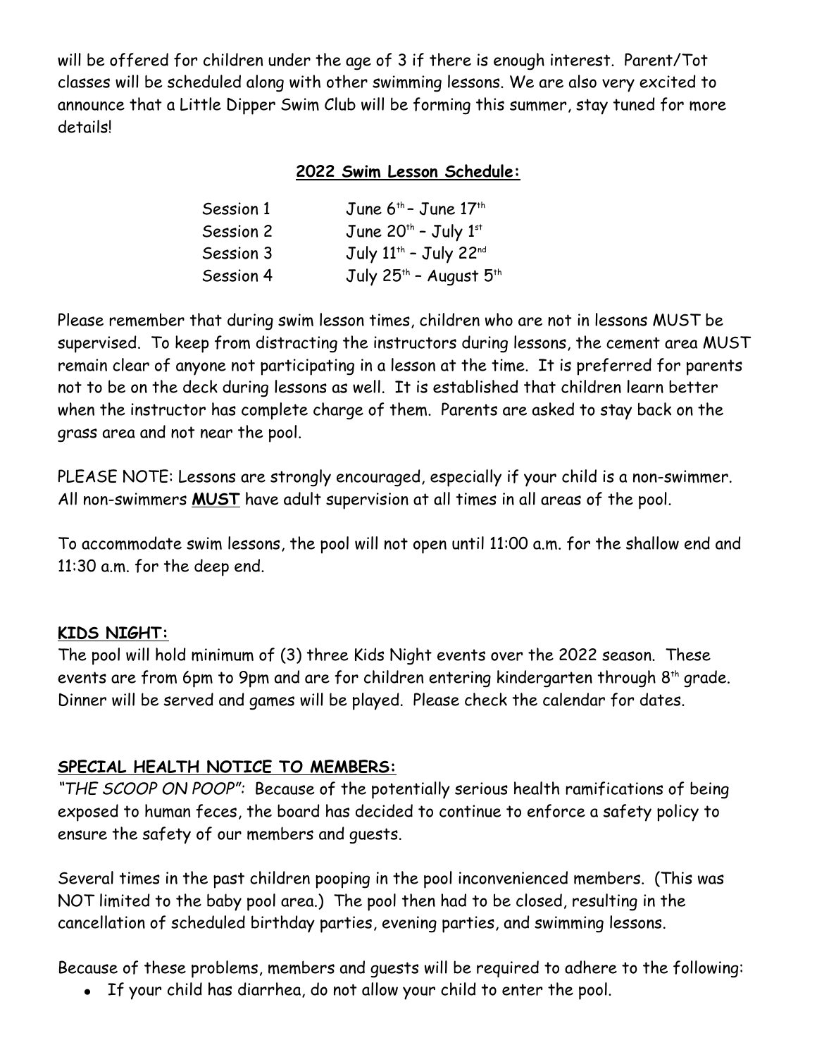will be offered for children under the age of 3 if there is enough interest. Parent/Tot classes will be scheduled along with other swimming lessons. We are also very excited to announce that a Little Dipper Swim Club will be forming this summer, stay tuned for more details!

## 2022 Swim Lesson Schedule:

| | |
|---|---|
| Session 1 | June 6th – June 17th |
| Session 2 | June 20th – July 1st |
| Session 3 | July 11th – July 22nd |
| Session 4 | July 25th – August 5th |

Please remember that during swim lesson times, children who are not in lessons MUST be supervised. To keep from distracting the instructors during lessons, the cement area MUST remain clear of anyone not participating in a lesson at the time. It is preferred for parents not to be on the deck during lessons as well. It is established that children learn better when the instructor has complete charge of them. Parents are asked to stay back on the grass area and not near the pool.

PLEASE NOTE: Lessons are strongly encouraged, especially if your child is a non-swimmer. All non-swimmers **MUST** have adult supervision at all times in all areas of the pool.

To accommodate swim lessons, the pool will not open until 11:00 a.m. for the shallow end and 11:30 a.m. for the deep end.

## KIDS NIGHT:

The pool will hold minimum of (3) three Kids Night events over the 2022 season. These events are from 6pm to 9pm and are for children entering kindergarten through 8th grade. Dinner will be served and games will be played. Please check the calendar for dates.

## SPECIAL HEALTH NOTICE TO MEMBERS:

*"THE SCOOP ON POOP"*: Because of the potentially serious health ramifications of being exposed to human feces, the board has decided to continue to enforce a safety policy to ensure the safety of our members and guests.

Several times in the past children pooping in the pool inconvenienced members. (This was NOT limited to the baby pool area.) The pool then had to be closed, resulting in the cancellation of scheduled birthday parties, evening parties, and swimming lessons.

Because of these problems, members and guests will be required to adhere to the following:

- If your child has diarrhea, do not allow your child to enter the pool.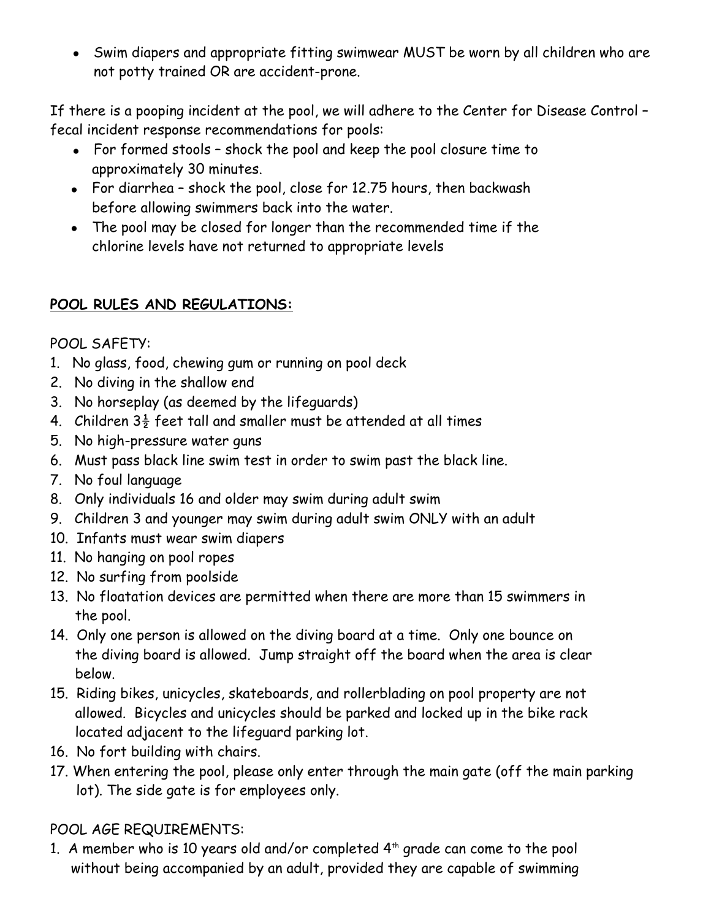- Swim diapers and appropriate fitting swimwear MUST be worn by all children who are not potty trained OR are accident-prone.

If there is a pooping incident at the pool, we will adhere to the Center for Disease Control – fecal incident response recommendations for pools:

- For formed stools – shock the pool and keep the pool closure time to approximately 30 minutes.
- For diarrhea – shock the pool, close for 12.75 hours, then backwash before allowing swimmers back into the water.
- The pool may be closed for longer than the recommended time if the chlorine levels have not returned to appropriate levels

## **POOL RULES AND REGULATIONS:**

POOL SAFETY:

1. No glass, food, chewing gum or running on pool deck
2. No diving in the shallow end
3. No horseplay (as deemed by the lifeguards)
4. Children 3½ feet tall and smaller must be attended at all times
5. No high-pressure water guns
6. Must pass black line swim test in order to swim past the black line.
7. No foul language
8. Only individuals 16 and older may swim during adult swim
9. Children 3 and younger may swim during adult swim ONLY with an adult
10. Infants must wear swim diapers
11. No hanging on pool ropes
12. No surfing from poolside
13. No floatation devices are permitted when there are more than 15 swimmers in the pool.
14. Only one person is allowed on the diving board at a time. Only one bounce on the diving board is allowed. Jump straight off the board when the area is clear below.
15. Riding bikes, unicycles, skateboards, and rollerblading on pool property are not allowed. Bicycles and unicycles should be parked and locked up in the bike rack located adjacent to the lifeguard parking lot.
16. No fort building with chairs.
17. When entering the pool, please only enter through the main gate (off the main parking lot). The side gate is for employees only.

POOL AGE REQUIREMENTS:

1. A member who is 10 years old and/or completed 4th grade can come to the pool without being accompanied by an adult, provided they are capable of swimming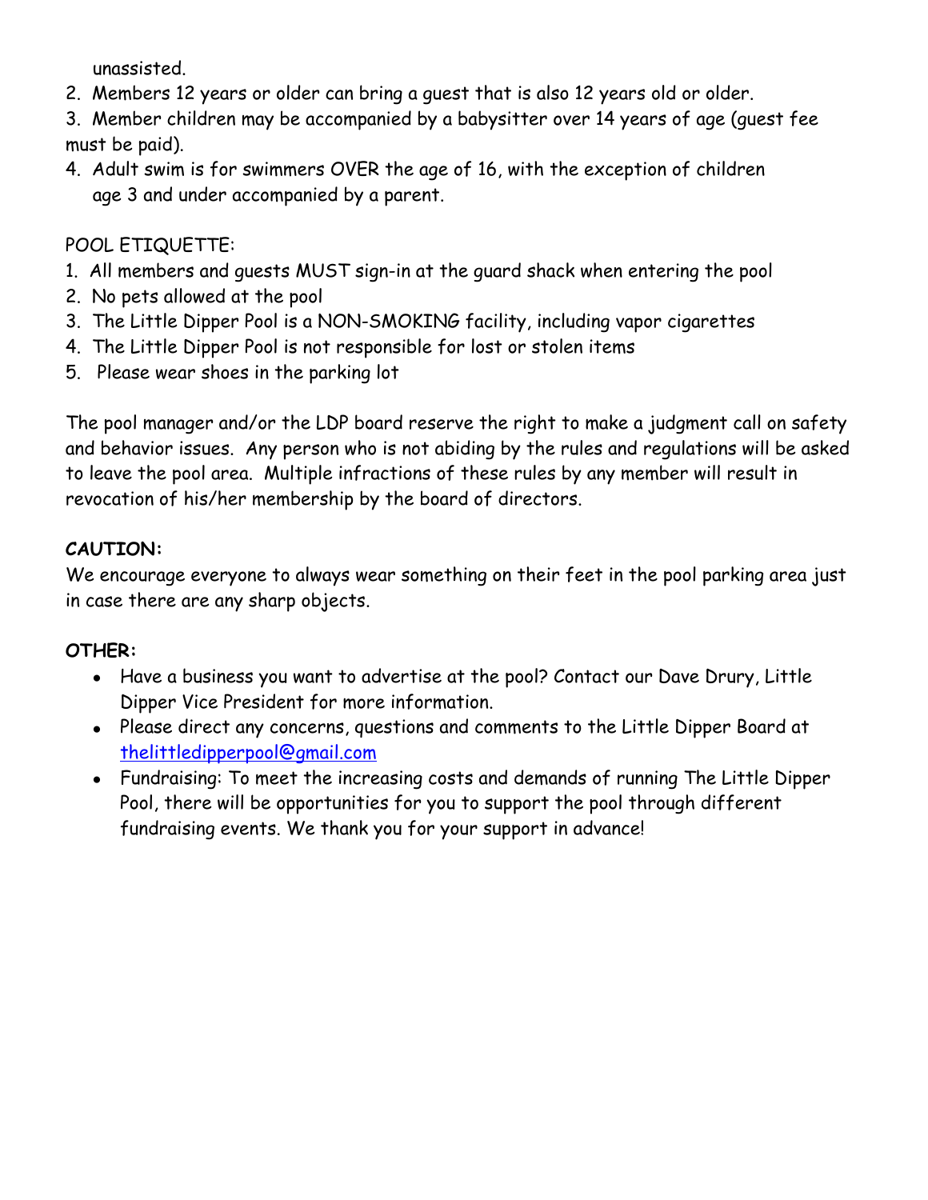unassisted.

2. Members 12 years or older can bring a guest that is also 12 years old or older.
3. Member children may be accompanied by a babysitter over 14 years of age (guest fee must be paid).
4. Adult swim is for swimmers OVER the age of 16, with the exception of children age 3 and under accompanied by a parent.

POOL ETIQUETTE:

1. All members and guests MUST sign-in at the guard shack when entering the pool
2. No pets allowed at the pool
3. The Little Dipper Pool is a NON-SMOKING facility, including vapor cigarettes
4. The Little Dipper Pool is not responsible for lost or stolen items
5. Please wear shoes in the parking lot

The pool manager and/or the LDP board reserve the right to make a judgment call on safety and behavior issues. Any person who is not abiding by the rules and regulations will be asked to leave the pool area. Multiple infractions of these rules by any member will result in revocation of his/her membership by the board of directors.

**CAUTION:**

We encourage everyone to always wear something on their feet in the pool parking area just in case there are any sharp objects.

**OTHER:**

- Have a business you want to advertise at the pool? Contact our Dave Drury, Little Dipper Vice President for more information.
- Please direct any concerns, questions and comments to the Little Dipper Board at thelittledipperpool@gmail.com
- Fundraising: To meet the increasing costs and demands of running The Little Dipper Pool, there will be opportunities for you to support the pool through different fundraising events. We thank you for your support in advance!